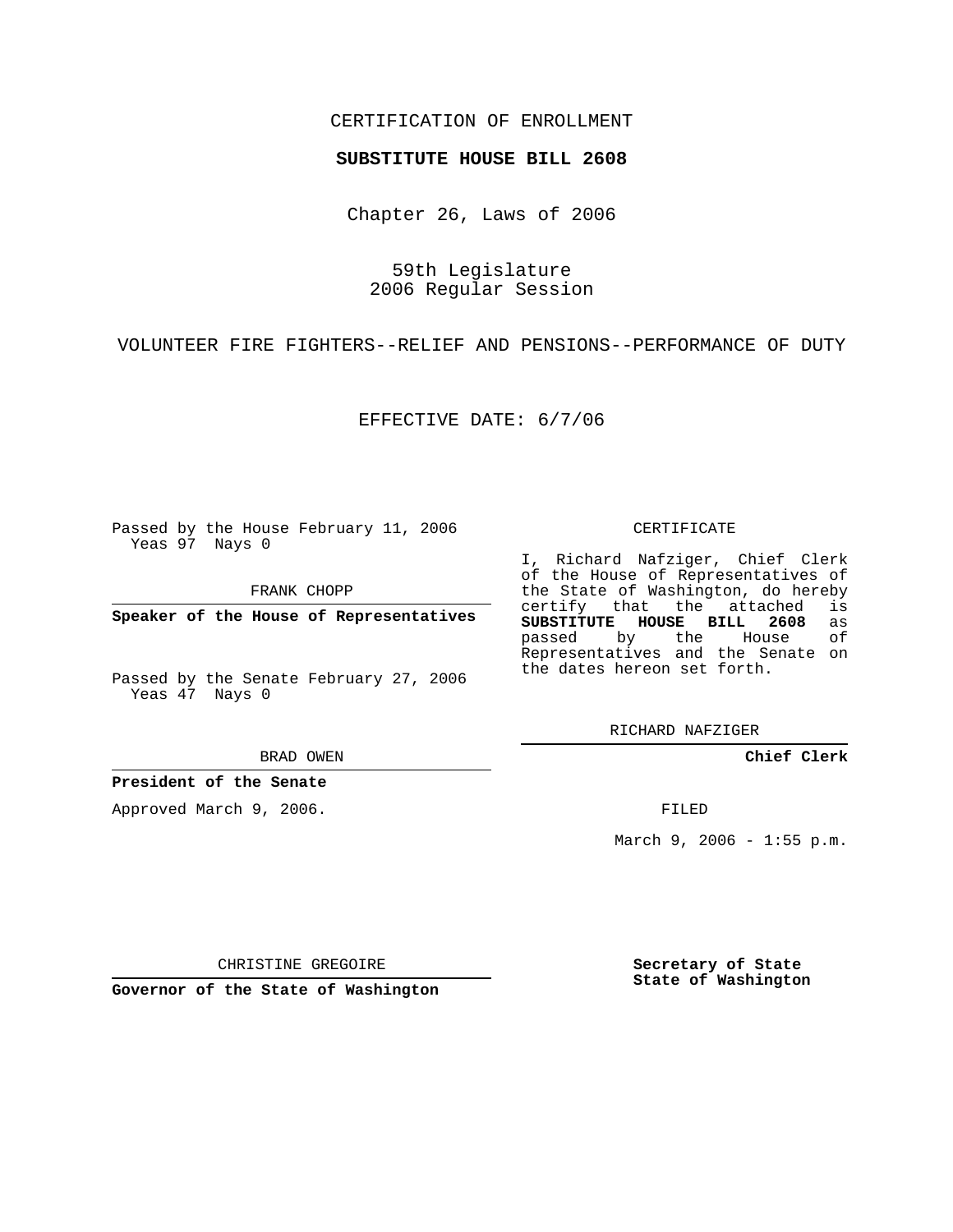CERTIFICATION OF ENROLLMENT

**SUBSTITUTE HOUSE BILL 2608**

Chapter 26, Laws of 2006

59th Legislature
2006 Regular Session

VOLUNTEER FIRE FIGHTERS--RELIEF AND PENSIONS--PERFORMANCE OF DUTY

EFFECTIVE DATE: 6/7/06

Passed by the House February 11, 2006
Yeas 97 Nays 0

FRANK CHOPP

**Speaker of the House of Representatives**

Passed by the Senate February 27, 2006
Yeas 47 Nays 0

BRAD OWEN

**President of the Senate**

Approved March 9, 2006.

CHRISTINE GREGOIRE

**Governor of the State of Washington**

CERTIFICATE

I, Richard Nafziger, Chief Clerk of the House of Representatives of the State of Washington, do hereby certify that the attached is **SUBSTITUTE HOUSE BILL 2608** as passed by the House of Representatives and the Senate on the dates hereon set forth.

RICHARD NAFZIGER

**Chief Clerk**

FILED

March 9, 2006 - 1:55 p.m.

**Secretary of State**
**State of Washington**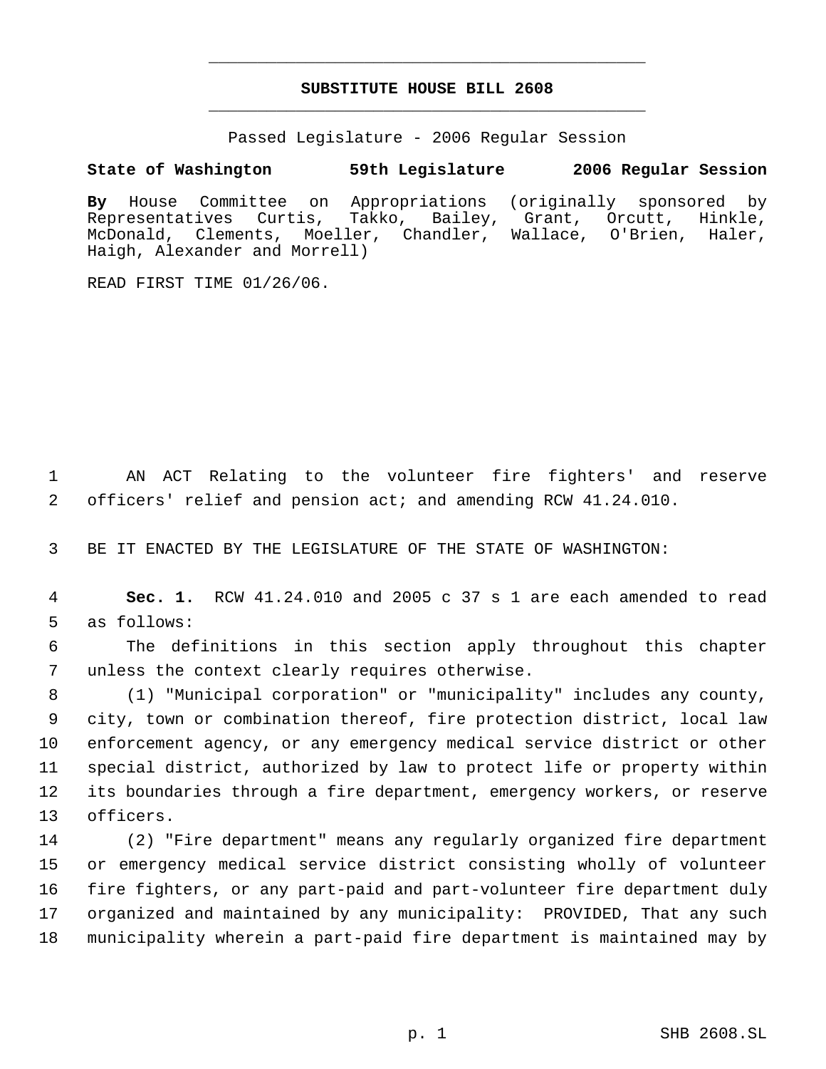# SUBSTITUTE HOUSE BILL 2608

Passed Legislature - 2006 Regular Session

**State of Washington 59th Legislature 2006 Regular Session**

**By** House Committee on Appropriations (originally sponsored by Representatives Curtis, Takko, Bailey, Grant, Orcutt, Hinkle, McDonald, Clements, Moeller, Chandler, Wallace, O'Brien, Haler, Haigh, Alexander and Morrell)

READ FIRST TIME 01/26/06.

AN ACT Relating to the volunteer fire fighters' and reserve officers' relief and pension act; and amending RCW 41.24.010.

BE IT ENACTED BY THE LEGISLATURE OF THE STATE OF WASHINGTON:

**Sec. 1.** RCW 41.24.010 and 2005 c 37 s 1 are each amended to read as follows:

The definitions in this section apply throughout this chapter unless the context clearly requires otherwise.

(1) "Municipal corporation" or "municipality" includes any county, city, town or combination thereof, fire protection district, local law enforcement agency, or any emergency medical service district or other special district, authorized by law to protect life or property within its boundaries through a fire department, emergency workers, or reserve officers.

(2) "Fire department" means any regularly organized fire department or emergency medical service district consisting wholly of volunteer fire fighters, or any part-paid and part-volunteer fire department duly organized and maintained by any municipality: PROVIDED, That any such municipality wherein a part-paid fire department is maintained may by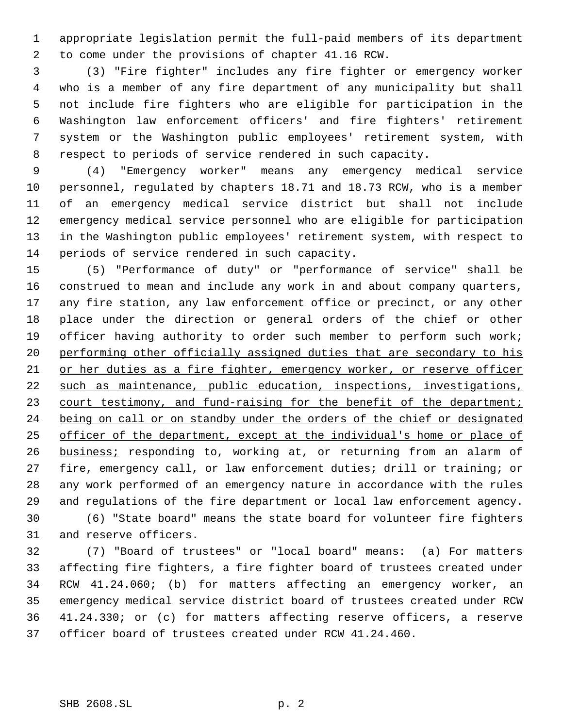appropriate legislation permit the full-paid members of its department to come under the provisions of chapter 41.16 RCW.

(3) "Fire fighter" includes any fire fighter or emergency worker who is a member of any fire department of any municipality but shall not include fire fighters who are eligible for participation in the Washington law enforcement officers' and fire fighters' retirement system or the Washington public employees' retirement system, with respect to periods of service rendered in such capacity.

(4) "Emergency worker" means any emergency medical service personnel, regulated by chapters 18.71 and 18.73 RCW, who is a member of an emergency medical service district but shall not include emergency medical service personnel who are eligible for participation in the Washington public employees' retirement system, with respect to periods of service rendered in such capacity.

(5) "Performance of duty" or "performance of service" shall be construed to mean and include any work in and about company quarters, any fire station, any law enforcement office or precinct, or any other place under the direction or general orders of the chief or other officer having authority to order such member to perform such work; <u>performing other officially assigned duties that are secondary to his or her duties as a fire fighter, emergency worker, or reserve officer such as maintenance, public education, inspections, investigations, court testimony, and fund-raising for the benefit of the department; being on call or on standby under the orders of the chief or designated officer of the department, except at the individual's home or place of business;</u> responding to, working at, or returning from an alarm of fire, emergency call, or law enforcement duties; drill or training; or any work performed of an emergency nature in accordance with the rules and regulations of the fire department or local law enforcement agency.

(6) "State board" means the state board for volunteer fire fighters and reserve officers.

(7) "Board of trustees" or "local board" means: (a) For matters affecting fire fighters, a fire fighter board of trustees created under RCW 41.24.060; (b) for matters affecting an emergency worker, an emergency medical service district board of trustees created under RCW 41.24.330; or (c) for matters affecting reserve officers, a reserve officer board of trustees created under RCW 41.24.460.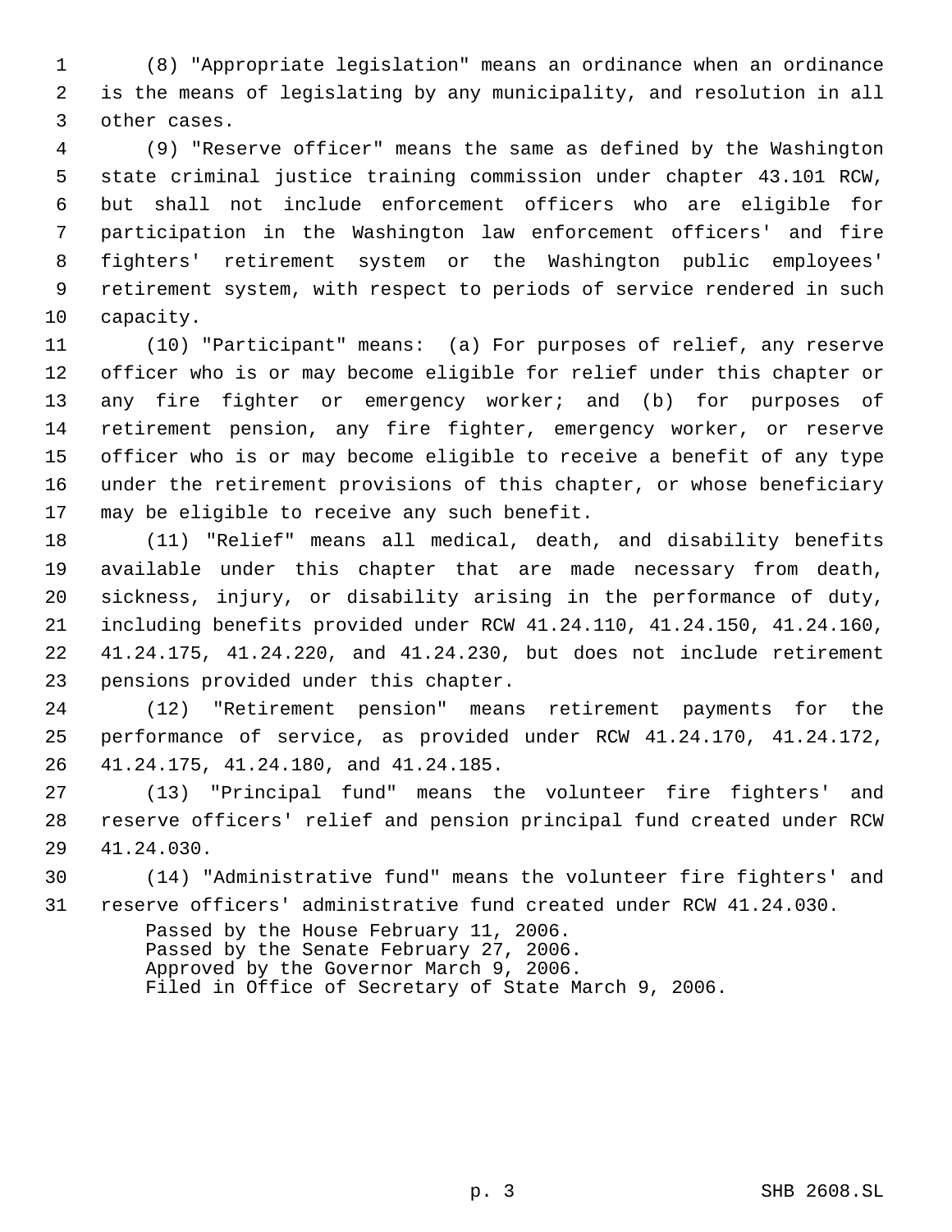(8) "Appropriate legislation" means an ordinance when an ordinance is the means of legislating by any municipality, and resolution in all other cases.

(9) "Reserve officer" means the same as defined by the Washington state criminal justice training commission under chapter 43.101 RCW, but shall not include enforcement officers who are eligible for participation in the Washington law enforcement officers' and fire fighters' retirement system or the Washington public employees' retirement system, with respect to periods of service rendered in such capacity.

(10) "Participant" means: (a) For purposes of relief, any reserve officer who is or may become eligible for relief under this chapter or any fire fighter or emergency worker; and (b) for purposes of retirement pension, any fire fighter, emergency worker, or reserve officer who is or may become eligible to receive a benefit of any type under the retirement provisions of this chapter, or whose beneficiary may be eligible to receive any such benefit.

(11) "Relief" means all medical, death, and disability benefits available under this chapter that are made necessary from death, sickness, injury, or disability arising in the performance of duty, including benefits provided under RCW 41.24.110, 41.24.150, 41.24.160, 41.24.175, 41.24.220, and 41.24.230, but does not include retirement pensions provided under this chapter.

(12) "Retirement pension" means retirement payments for the performance of service, as provided under RCW 41.24.170, 41.24.172, 41.24.175, 41.24.180, and 41.24.185.

(13) "Principal fund" means the volunteer fire fighters' and reserve officers' relief and pension principal fund created under RCW 41.24.030.

(14) "Administrative fund" means the volunteer fire fighters' and reserve officers' administrative fund created under RCW 41.24.030.

Passed by the House February 11, 2006.
Passed by the Senate February 27, 2006.
Approved by the Governor March 9, 2006.
Filed in Office of Secretary of State March 9, 2006.